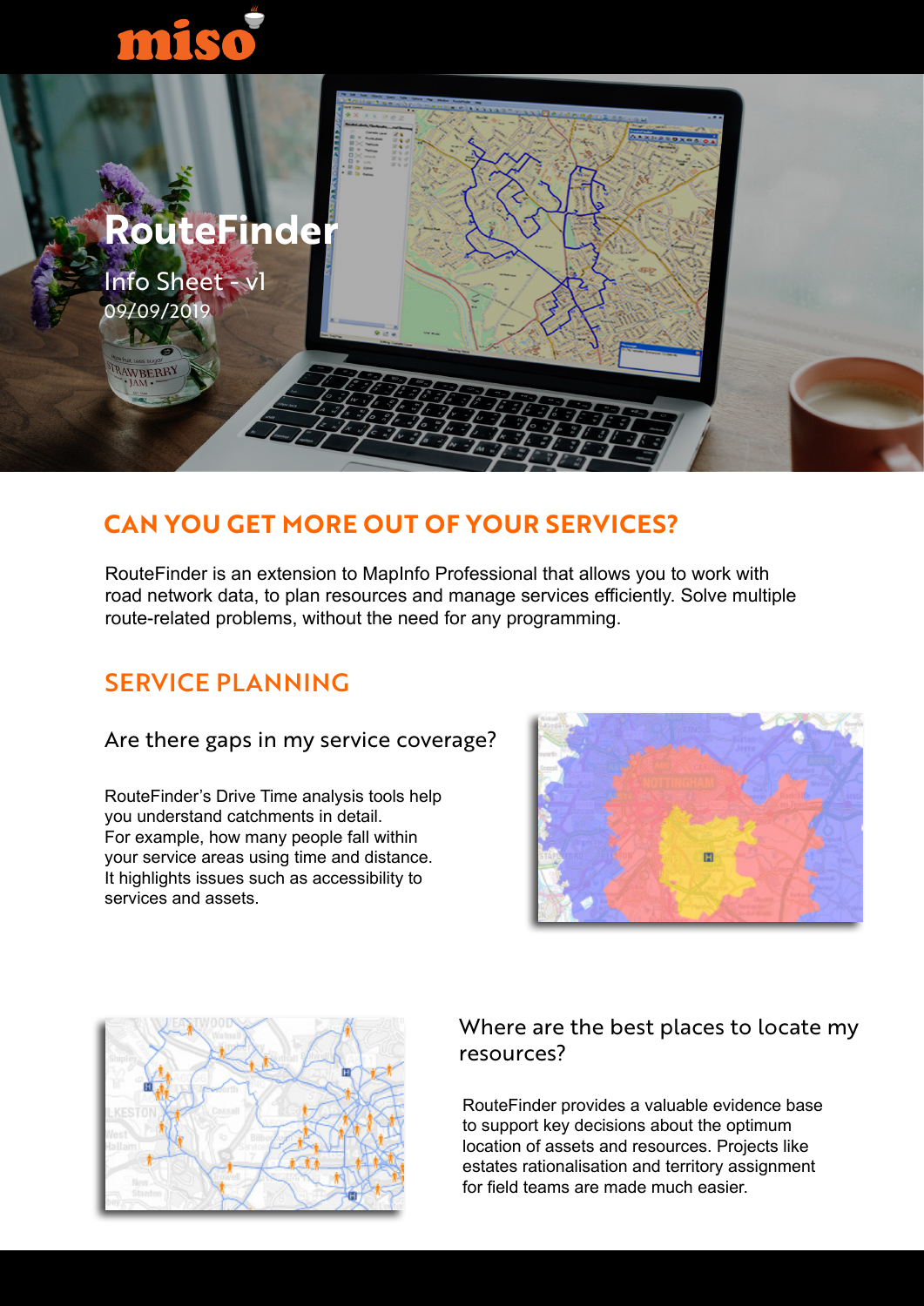miso

# RouteFinder

Info Sheet - v1

09/09/2019

## CAN YOU GET MORE OUT OF YOUR SERVICES?

RouteFinder is an extension to MapInfo Professional that allows you to work with road network data, to plan resources and manage services efficiently. Solve multiple route-related problems, without the need for any programming.

## SERVICE PLANNING

### Are there gaps in my service coverage?

RouteFinder's Drive Time analysis tools help you understand catchments in detail. For example, how many people fall within your service areas using time and distance. It highlights issues such as accessibility to services and assets.

### Where are the best places to locate my resources?

RouteFinder provides a valuable evidence base to support key decisions about the optimum location of assets and resources. Projects like estates rationalisation and territory assignment for field teams are made much easier.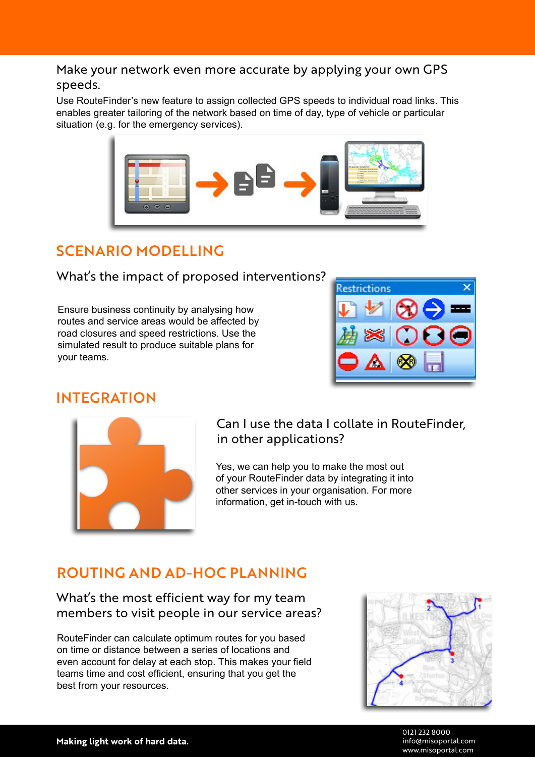Make your network even more accurate by applying your own GPS speeds.

Use RouteFinder's new feature to assign collected GPS speeds to individual road links. This enables greater tailoring of the network based on time of day, type of vehicle or particular situation (e.g. for the emergency services).

## SCENARIO MODELLING

### What's the impact of proposed interventions?

Ensure business continuity by analysing how routes and service areas would be affected by road closures and speed restrictions. Use the simulated result to produce suitable plans for your teams.

## INTEGRATION

### Can I use the data I collate in RouteFinder, in other applications?

Yes, we can help you to make the most out of your RouteFinder data by integrating it into other services in your organisation. For more information, get in-touch with us.

## ROUTING AND AD-HOC PLANNING

### What's the most efficient way for my team members to visit people in our service areas?

RouteFinder can calculate optimum routes for you based on time or distance between a series of locations and even account for delay at each stop. This makes your field teams time and cost efficient, ensuring that you get the best from your resources.

**Making light work of hard data.**

0121 232 8000
info@misoportal.com
www.misoportal.com